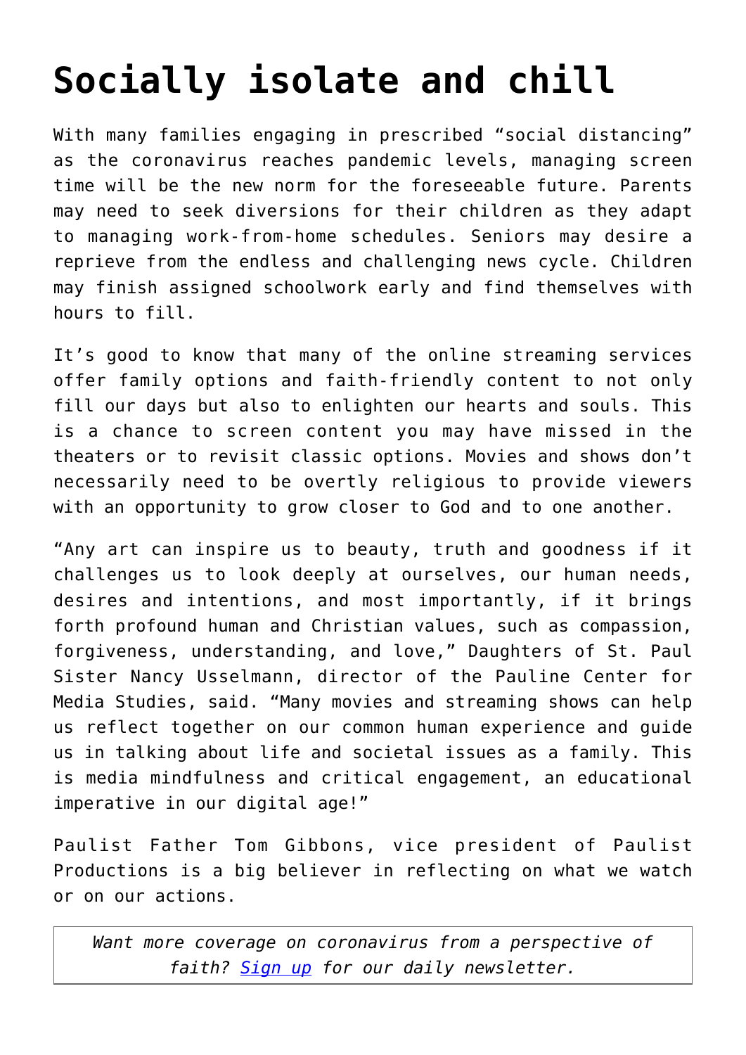# Socially isolate and chill

With many families engaging in prescribed "social distancing" as the coronavirus reaches pandemic levels, managing screen time will be the new norm for the foreseeable future. Parents may need to seek diversions for their children as they adapt to managing work-from-home schedules. Seniors may desire a reprieve from the endless and challenging news cycle. Children may finish assigned schoolwork early and find themselves with hours to fill.

It's good to know that many of the online streaming services offer family options and faith-friendly content to not only fill our days but also to enlighten our hearts and souls. This is a chance to screen content you may have missed in the theaters or to revisit classic options. Movies and shows don't necessarily need to be overtly religious to provide viewers with an opportunity to grow closer to God and to one another.

"Any art can inspire us to beauty, truth and goodness if it challenges us to look deeply at ourselves, our human needs, desires and intentions, and most importantly, if it brings forth profound human and Christian values, such as compassion, forgiveness, understanding, and love," Daughters of St. Paul Sister Nancy Usselmann, director of the Pauline Center for Media Studies, said. "Many movies and streaming shows can help us reflect together on our common human experience and guide us in talking about life and societal issues as a family. This is media mindfulness and critical engagement, an educational imperative in our digital age!"

Paulist Father Tom Gibbons, vice president of Paulist Productions is a big believer in reflecting on what we watch or on our actions.

*Want more coverage on coronavirus from a perspective of faith? Sign up for our daily newsletter.*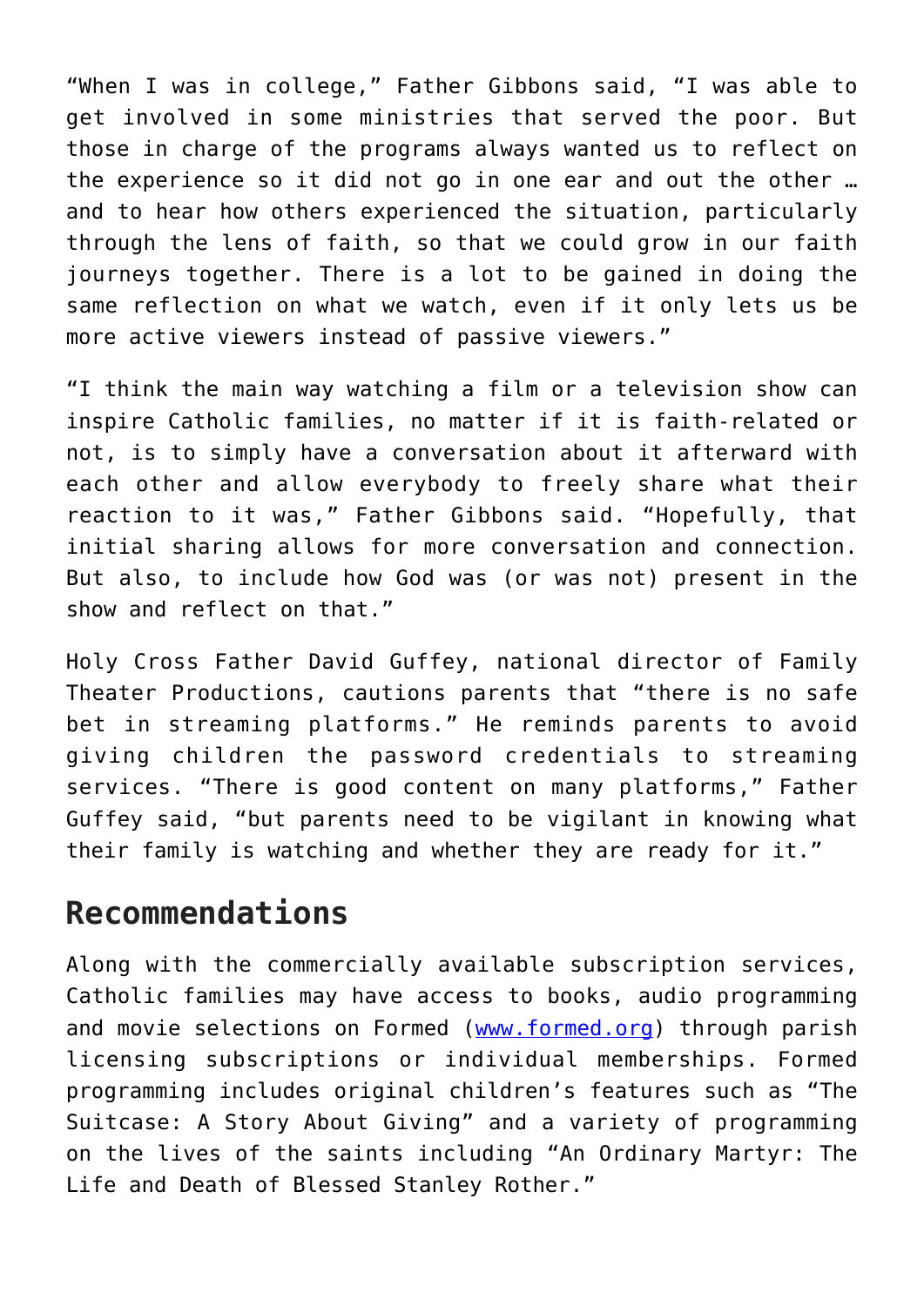"When I was in college," Father Gibbons said, "I was able to get involved in some ministries that served the poor. But those in charge of the programs always wanted us to reflect on the experience so it did not go in one ear and out the other … and to hear how others experienced the situation, particularly through the lens of faith, so that we could grow in our faith journeys together. There is a lot to be gained in doing the same reflection on what we watch, even if it only lets us be more active viewers instead of passive viewers."

"I think the main way watching a film or a television show can inspire Catholic families, no matter if it is faith-related or not, is to simply have a conversation about it afterward with each other and allow everybody to freely share what their reaction to it was," Father Gibbons said. "Hopefully, that initial sharing allows for more conversation and connection. But also, to include how God was (or was not) present in the show and reflect on that."

Holy Cross Father David Guffey, national director of Family Theater Productions, cautions parents that "there is no safe bet in streaming platforms." He reminds parents to avoid giving children the password credentials to streaming services. "There is good content on many platforms," Father Guffey said, "but parents need to be vigilant in knowing what their family is watching and whether they are ready for it."

## Recommendations

Along with the commercially available subscription services, Catholic families may have access to books, audio programming and movie selections on Formed ([www.formed.org](http://www.formed.org)) through parish licensing subscriptions or individual memberships. Formed programming includes original children's features such as "The Suitcase: A Story About Giving" and a variety of programming on the lives of the saints including "An Ordinary Martyr: The Life and Death of Blessed Stanley Rother."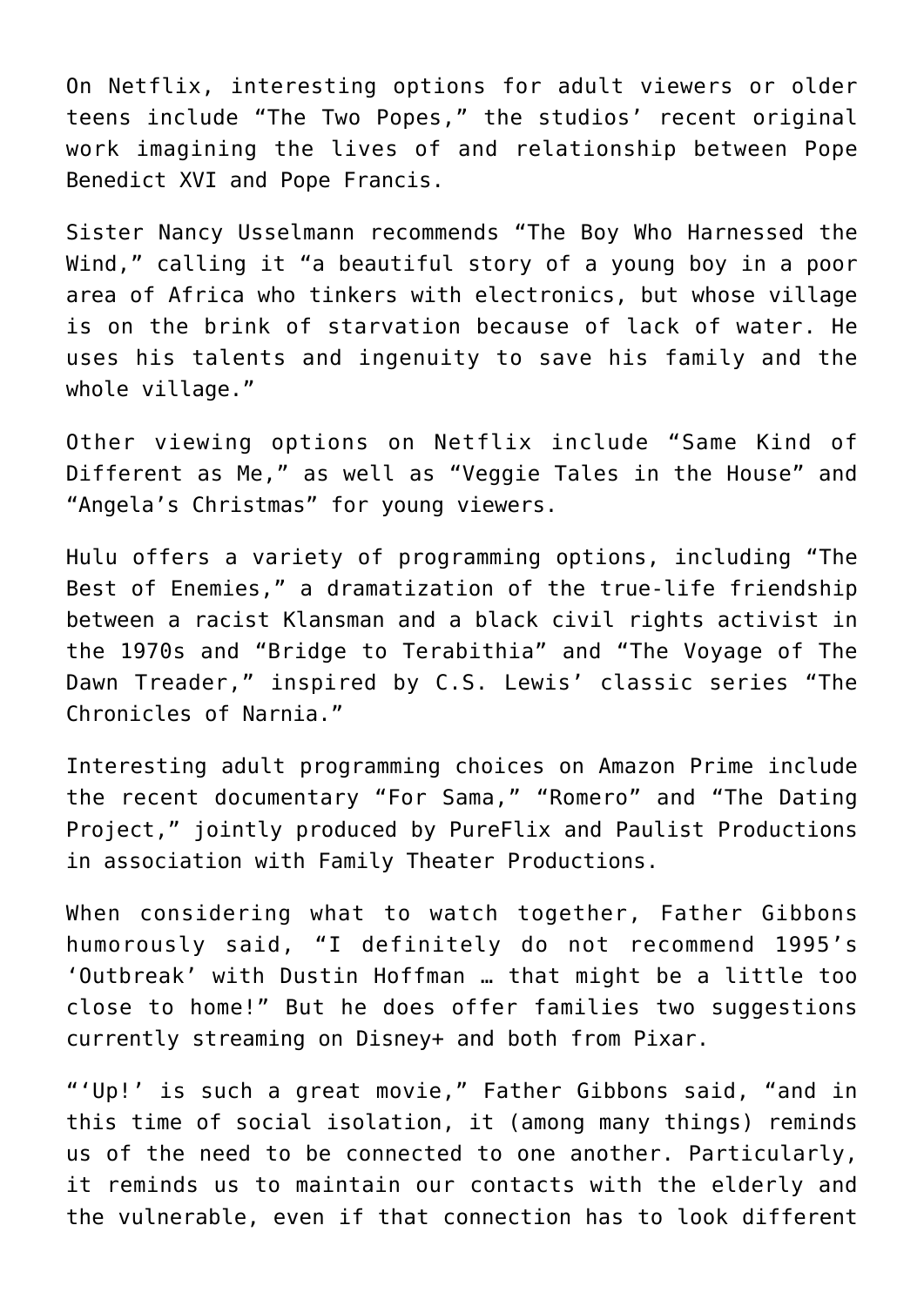On Netflix, interesting options for adult viewers or older teens include “The Two Popes,” the studios’ recent original work imagining the lives of and relationship between Pope Benedict XVI and Pope Francis.

Sister Nancy Usselmann recommends “The Boy Who Harnessed the Wind,” calling it “a beautiful story of a young boy in a poor area of Africa who tinkers with electronics, but whose village is on the brink of starvation because of lack of water. He uses his talents and ingenuity to save his family and the whole village.”

Other viewing options on Netflix include “Same Kind of Different as Me,” as well as “Veggie Tales in the House” and “Angela’s Christmas” for young viewers.

Hulu offers a variety of programming options, including “The Best of Enemies,” a dramatization of the true-life friendship between a racist Klansman and a black civil rights activist in the 1970s and “Bridge to Terabithia” and “The Voyage of The Dawn Treader,” inspired by C.S. Lewis’ classic series “The Chronicles of Narnia.”

Interesting adult programming choices on Amazon Prime include the recent documentary “For Sama,” “Romero” and “The Dating Project,” jointly produced by PureFlix and Paulist Productions in association with Family Theater Productions.

When considering what to watch together, Father Gibbons humorously said, “I definitely do not recommend 1995’s ‘Outbreak’ with Dustin Hoffman … that might be a little too close to home!” But he does offer families two suggestions currently streaming on Disney+ and both from Pixar.

“‘Up!’ is such a great movie,” Father Gibbons said, “and in this time of social isolation, it (among many things) reminds us of the need to be connected to one another. Particularly, it reminds us to maintain our contacts with the elderly and the vulnerable, even if that connection has to look different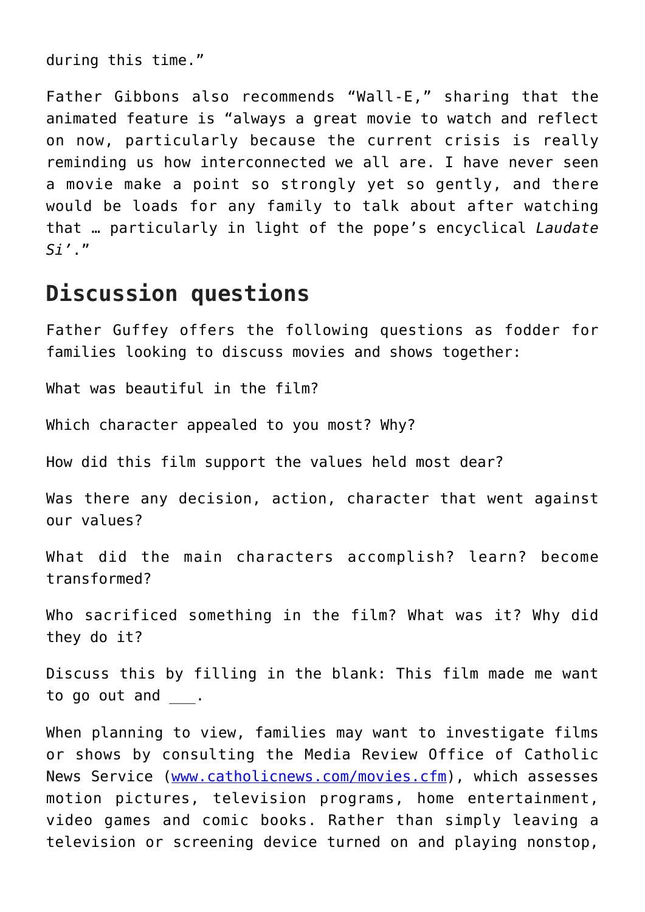during this time."

Father Gibbons also recommends "Wall-E," sharing that the animated feature is "always a great movie to watch and reflect on now, particularly because the current crisis is really reminding us how interconnected we all are. I have never seen a movie make a point so strongly yet so gently, and there would be loads for any family to talk about after watching that … particularly in light of the pope's encyclical *Laudate Si'*."

## Discussion questions

Father Guffey offers the following questions as fodder for families looking to discuss movies and shows together:

What was beautiful in the film?

Which character appealed to you most? Why?

How did this film support the values held most dear?

Was there any decision, action, character that went against our values?

What did the main characters accomplish? learn? become transformed?

Who sacrificed something in the film? What was it? Why did they do it?

Discuss this by filling in the blank: This film made me want to go out and ___.

When planning to view, families may want to investigate films or shows by consulting the Media Review Office of Catholic News Service ([www.catholicnews.com/movies.cfm](http://www.catholicnews.com/movies.cfm)), which assesses motion pictures, television programs, home entertainment, video games and comic books. Rather than simply leaving a television or screening device turned on and playing nonstop,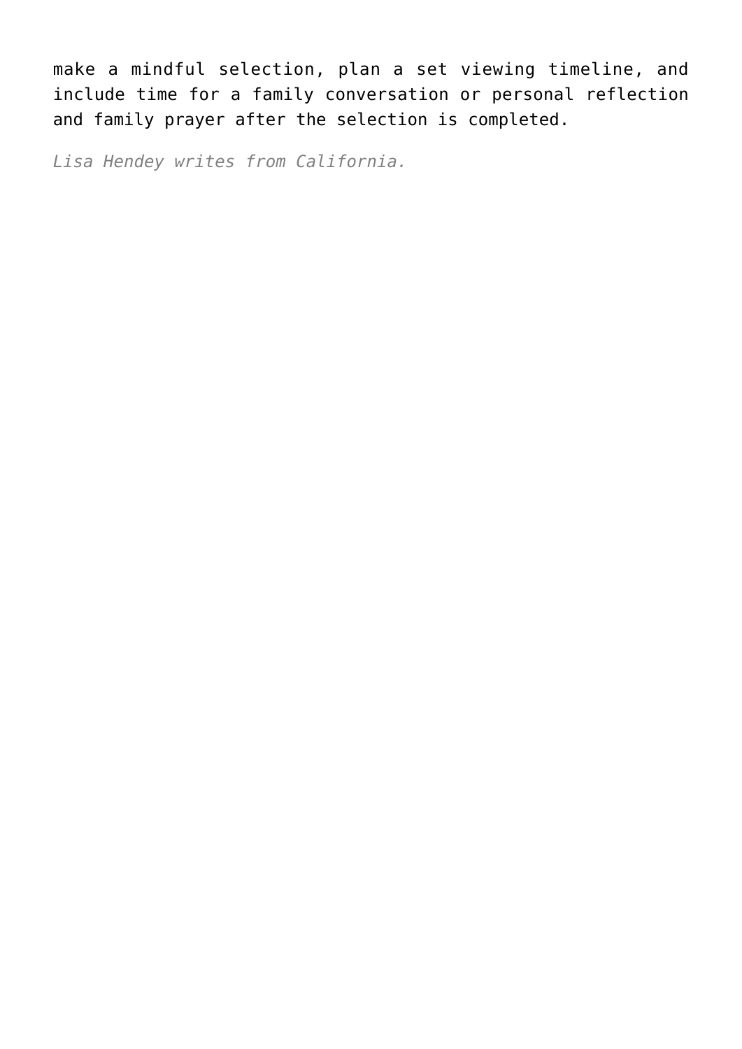make a mindful selection, plan a set viewing timeline, and include time for a family conversation or personal reflection and family prayer after the selection is completed.

*Lisa Hendey writes from California.*